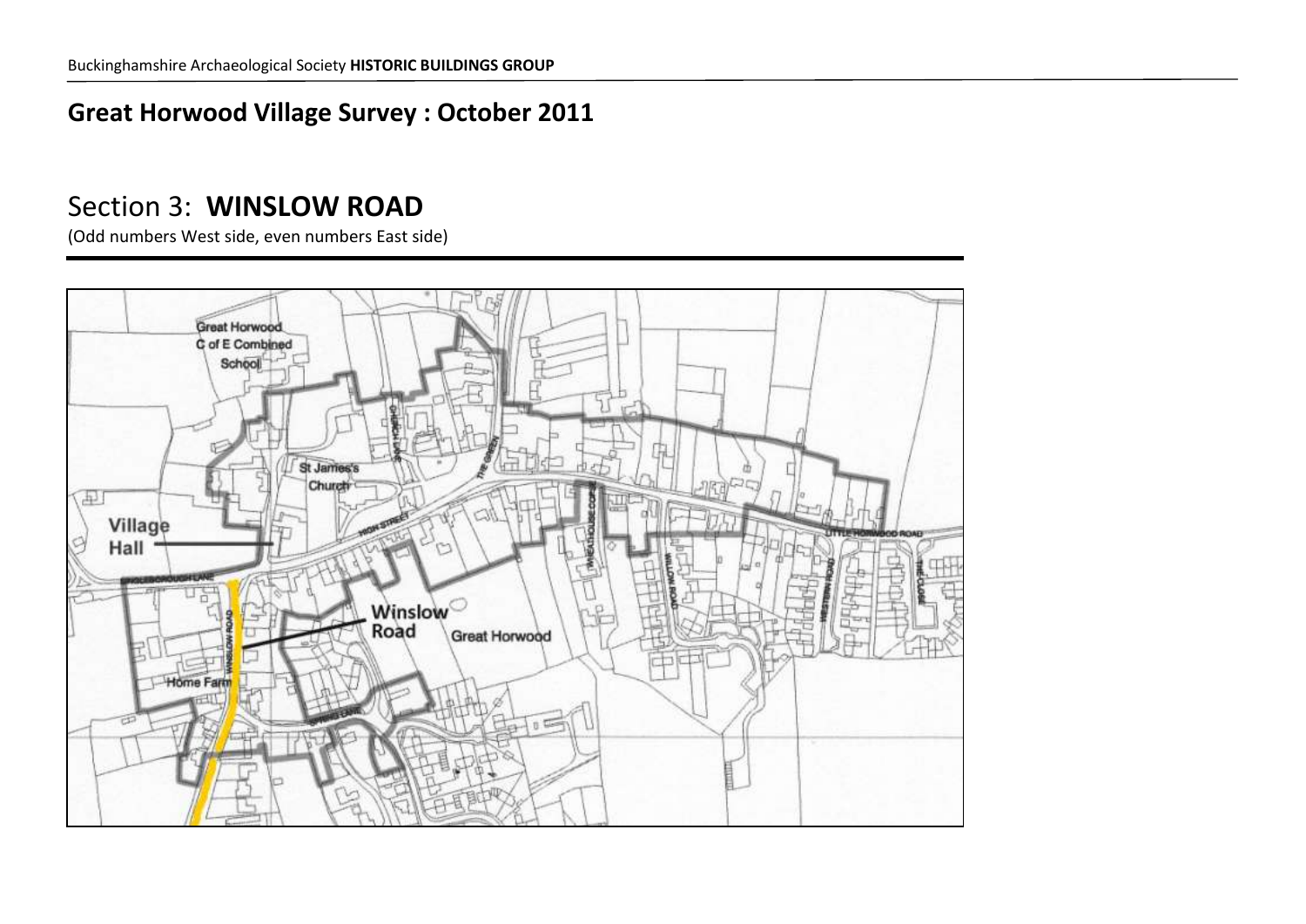## Great Horwood Village Survey : October 2011

# Section 3: **WINSLOW ROAD**

(Odd numbers West side, even numbers East side)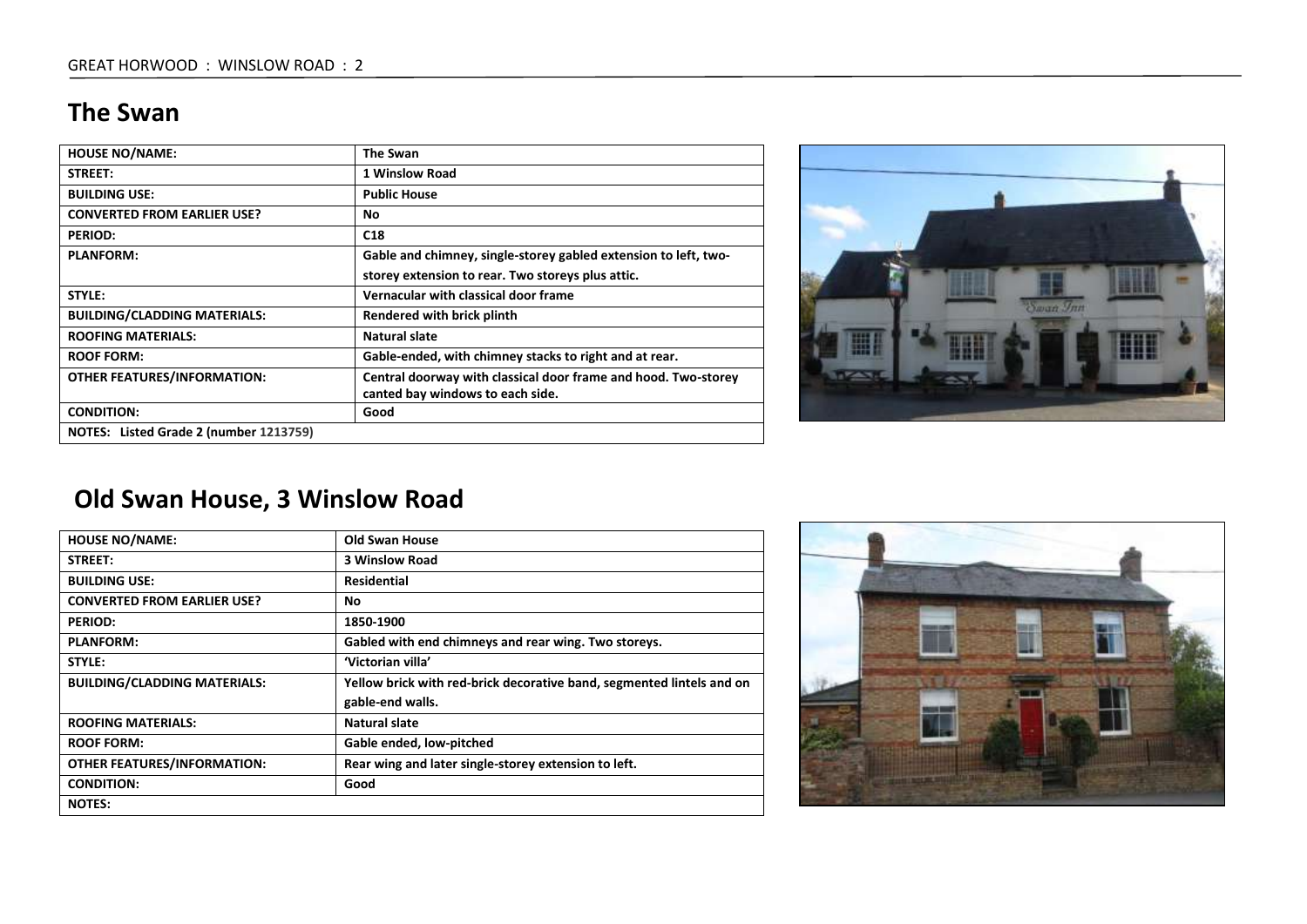## The Swan

| HOUSE NO/NAME: | The Swan |
|---|---|
| STREET: | 1 Winslow Road |
| BUILDING USE: | Public House |
| CONVERTED FROM EARLIER USE? | No |
| PERIOD: | C18 |
| PLANFORM: | Gable and chimney, single-storey gabled extension to left, two-storey extension to rear. Two storeys plus attic. |
| STYLE: | Vernacular with classical door frame |
| BUILDING/CLADDING MATERIALS: | Rendered with brick plinth |
| ROOFING MATERIALS: | Natural slate |
| ROOF FORM: | Gable-ended, with chimney stacks to right and at rear. |
| OTHER FEATURES/INFORMATION: | Central doorway with classical door frame and hood. Two-storey canted bay windows to each side. |
| CONDITION: | Good |
| NOTES: Listed Grade 2 (number 1213759) | |

## Old Swan House, 3 Winslow Road

| HOUSE NO/NAME: | Old Swan House |
|---|---|
| STREET: | 3 Winslow Road |
| BUILDING USE: | Residential |
| CONVERTED FROM EARLIER USE? | No |
| PERIOD: | 1850-1900 |
| PLANFORM: | Gabled with end chimneys and rear wing. Two storeys. |
| STYLE: | 'Victorian villa' |
| BUILDING/CLADDING MATERIALS: | Yellow brick with red-brick decorative band, segmented lintels and on gable-end walls. |
| ROOFING MATERIALS: | Natural slate |
| ROOF FORM: | Gable ended, low-pitched |
| OTHER FEATURES/INFORMATION: | Rear wing and later single-storey extension to left. |
| CONDITION: | Good |
| NOTES: | |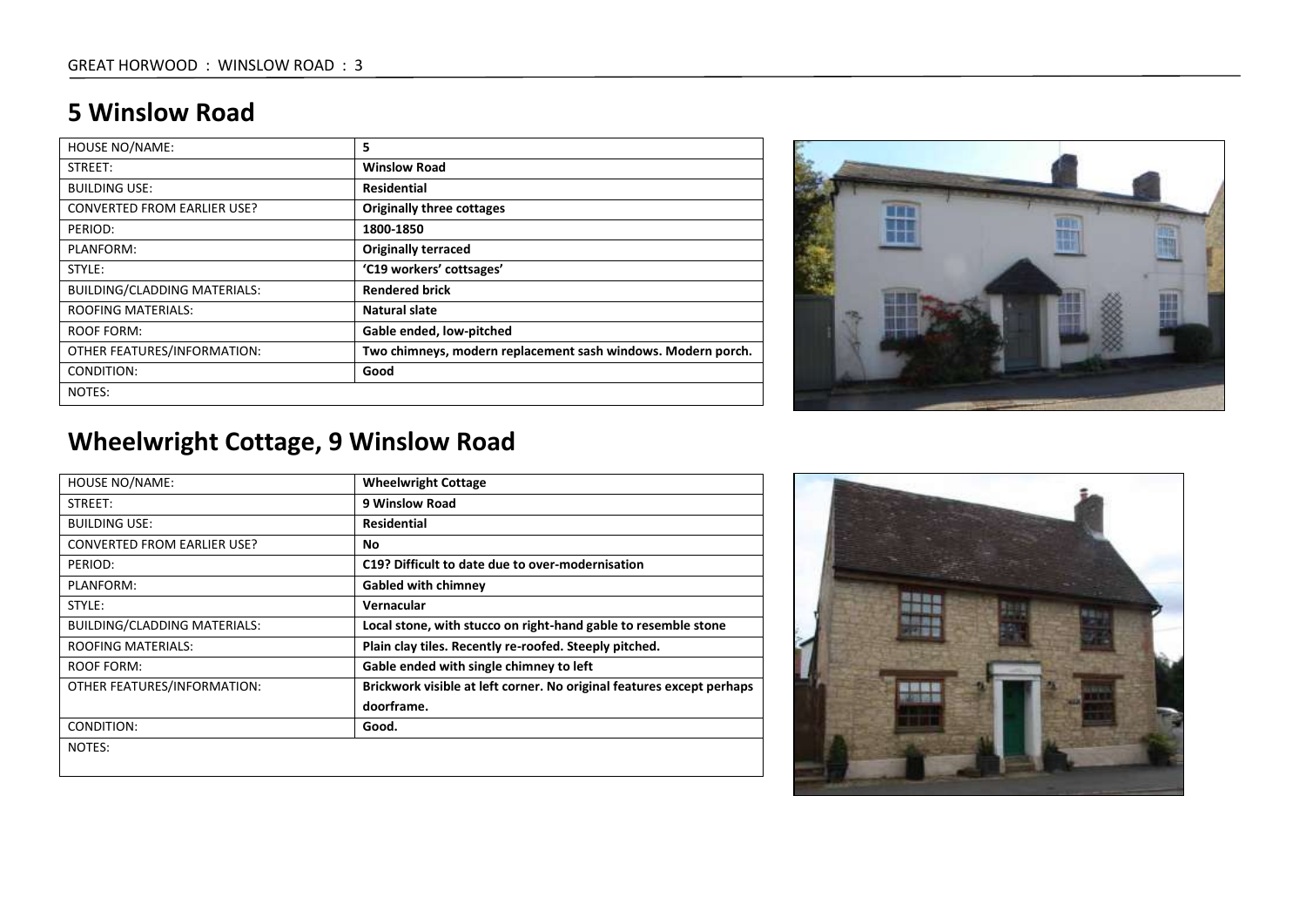## 5 Winslow Road

| HOUSE NO/NAME: | 5 |
|---|---|
| STREET: | **Winslow Road** |
| BUILDING USE: | **Residential** |
| CONVERTED FROM EARLIER USE? | **Originally three cottages** |
| PERIOD: | **1800-1850** |
| PLANFORM: | **Originally terraced** |
| STYLE: | **'C19 workers' cottsages'** |
| BUILDING/CLADDING MATERIALS: | **Rendered brick** |
| ROOFING MATERIALS: | **Natural slate** |
| ROOF FORM: | **Gable ended, low-pitched** |
| OTHER FEATURES/INFORMATION: | **Two chimneys, modern replacement sash windows. Modern porch.** |
| CONDITION: | **Good** |
| NOTES: | |

## Wheelwright Cottage, 9 Winslow Road

| HOUSE NO/NAME: | **Wheelwright Cottage** |
|---|---|
| STREET: | **9 Winslow Road** |
| BUILDING USE: | **Residential** |
| CONVERTED FROM EARLIER USE? | **No** |
| PERIOD: | **C19? Difficult to date due to over-modernisation** |
| PLANFORM: | **Gabled with chimney** |
| STYLE: | **Vernacular** |
| BUILDING/CLADDING MATERIALS: | **Local stone, with stucco on right-hand gable to resemble stone** |
| ROOFING MATERIALS: | **Plain clay tiles. Recently re-roofed. Steeply pitched.** |
| ROOF FORM: | **Gable ended with single chimney to left** |
| OTHER FEATURES/INFORMATION: | **Brickwork visible at left corner. No original features except perhaps doorframe.** |
| CONDITION: | **Good.** |
| NOTES: | |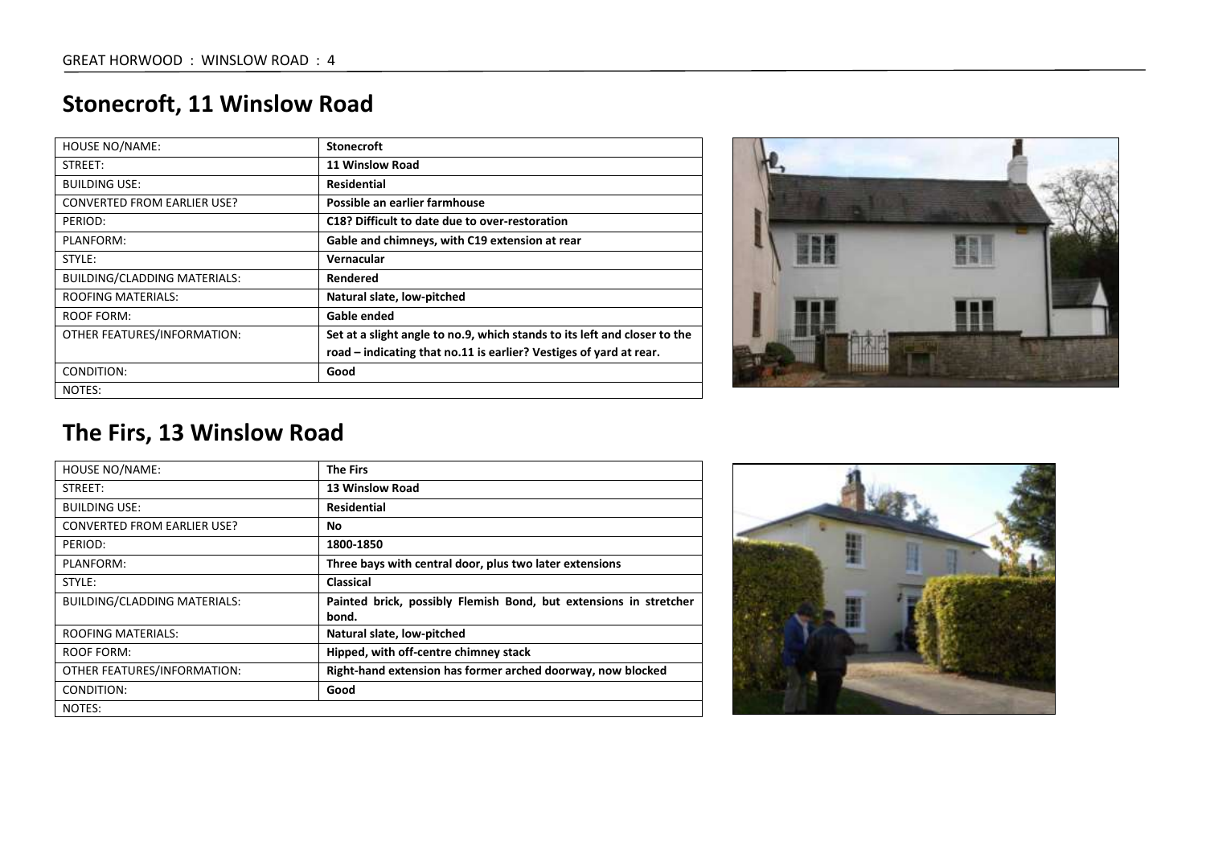## Stonecroft, 11 Winslow Road

| HOUSE NO/NAME: | **Stonecroft** |
|---|---|
| STREET: | **11 Winslow Road** |
| BUILDING USE: | **Residential** |
| CONVERTED FROM EARLIER USE? | **Possible an earlier farmhouse** |
| PERIOD: | **C18? Difficult to date due to over-restoration** |
| PLANFORM: | **Gable and chimneys, with C19 extension at rear** |
| STYLE: | **Vernacular** |
| BUILDING/CLADDING MATERIALS: | **Rendered** |
| ROOFING MATERIALS: | **Natural slate, low-pitched** |
| ROOF FORM: | **Gable ended** |
| OTHER FEATURES/INFORMATION: | **Set at a slight angle to no.9, which stands to its left and closer to the road – indicating that no.11 is earlier? Vestiges of yard at rear.** |
| CONDITION: | **Good** |
| NOTES: | |

## The Firs, 13 Winslow Road

| HOUSE NO/NAME: | **The Firs** |
|---|---|
| STREET: | **13 Winslow Road** |
| BUILDING USE: | **Residential** |
| CONVERTED FROM EARLIER USE? | **No** |
| PERIOD: | **1800-1850** |
| PLANFORM: | **Three bays with central door, plus two later extensions** |
| STYLE: | **Classical** |
| BUILDING/CLADDING MATERIALS: | **Painted brick, possibly Flemish Bond, but extensions in stretcher bond.** |
| ROOFING MATERIALS: | **Natural slate, low-pitched** |
| ROOF FORM: | **Hipped, with off-centre chimney stack** |
| OTHER FEATURES/INFORMATION: | **Right-hand extension has former arched doorway, now blocked** |
| CONDITION: | **Good** |
| NOTES: | |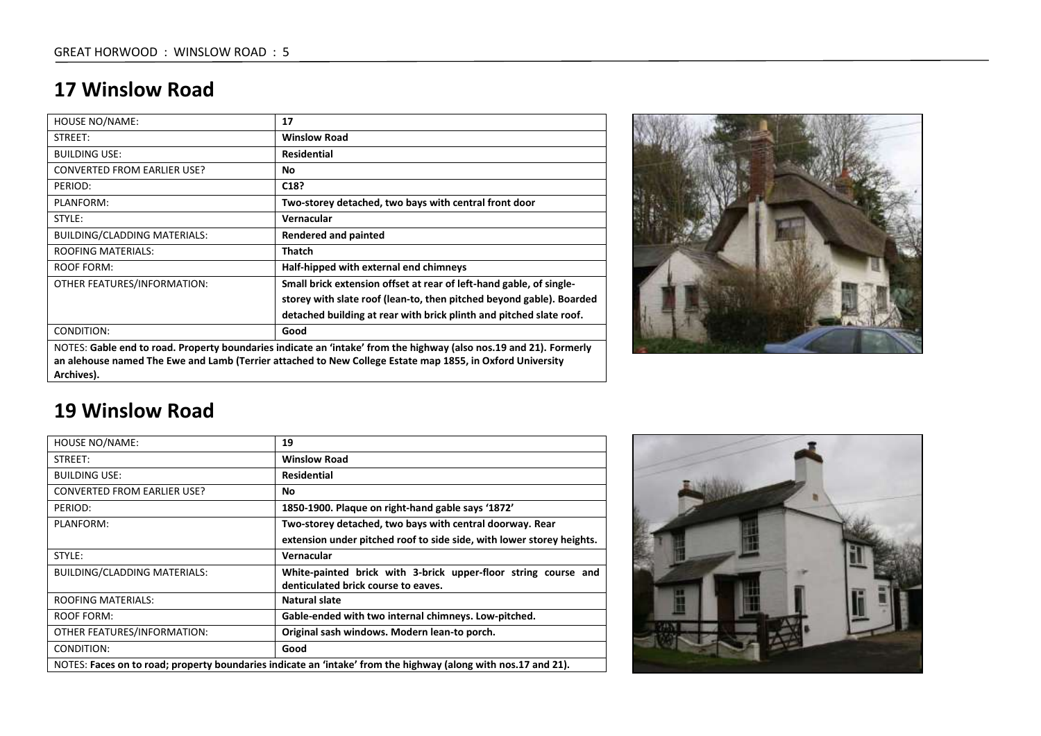## 17 Winslow Road

| HOUSE NO/NAME: | **17** |
|---|---|
| STREET: | **Winslow Road** |
| BUILDING USE: | **Residential** |
| CONVERTED FROM EARLIER USE? | **No** |
| PERIOD: | **C18?** |
| PLANFORM: | **Two-storey detached, two bays with central front door** |
| STYLE: | **Vernacular** |
| BUILDING/CLADDING MATERIALS: | **Rendered and painted** |
| ROOFING MATERIALS: | **Thatch** |
| ROOF FORM: | **Half-hipped with external end chimneys** |
| OTHER FEATURES/INFORMATION: | **Small brick extension offset at rear of left-hand gable, of single-storey with slate roof (lean-to, then pitched beyond gable). Boarded detached building at rear with brick plinth and pitched slate roof.** |
| CONDITION: | **Good** |
| NOTES: **Gable end to road. Property boundaries indicate an 'intake' from the highway (also nos.19 and 21). Formerly an alehouse named The Ewe and Lamb (Terrier attached to New College Estate map 1855, in Oxford University Archives).** | |

## 19 Winslow Road

| HOUSE NO/NAME: | **19** |
|---|---|
| STREET: | **Winslow Road** |
| BUILDING USE: | **Residential** |
| CONVERTED FROM EARLIER USE? | **No** |
| PERIOD: | **1850-1900. Plaque on right-hand gable says '1872'** |
| PLANFORM: | **Two-storey detached, two bays with central doorway. Rear extension under pitched roof to side side, with lower storey heights.** |
| STYLE: | **Vernacular** |
| BUILDING/CLADDING MATERIALS: | **White-painted brick with 3-brick upper-floor string course and denticulated brick course to eaves.** |
| ROOFING MATERIALS: | **Natural slate** |
| ROOF FORM: | **Gable-ended with two internal chimneys. Low-pitched.** |
| OTHER FEATURES/INFORMATION: | **Original sash windows. Modern lean-to porch.** |
| CONDITION: | **Good** |
| NOTES: **Faces on to road; property boundaries indicate an 'intake' from the highway (along with nos.17 and 21).** | |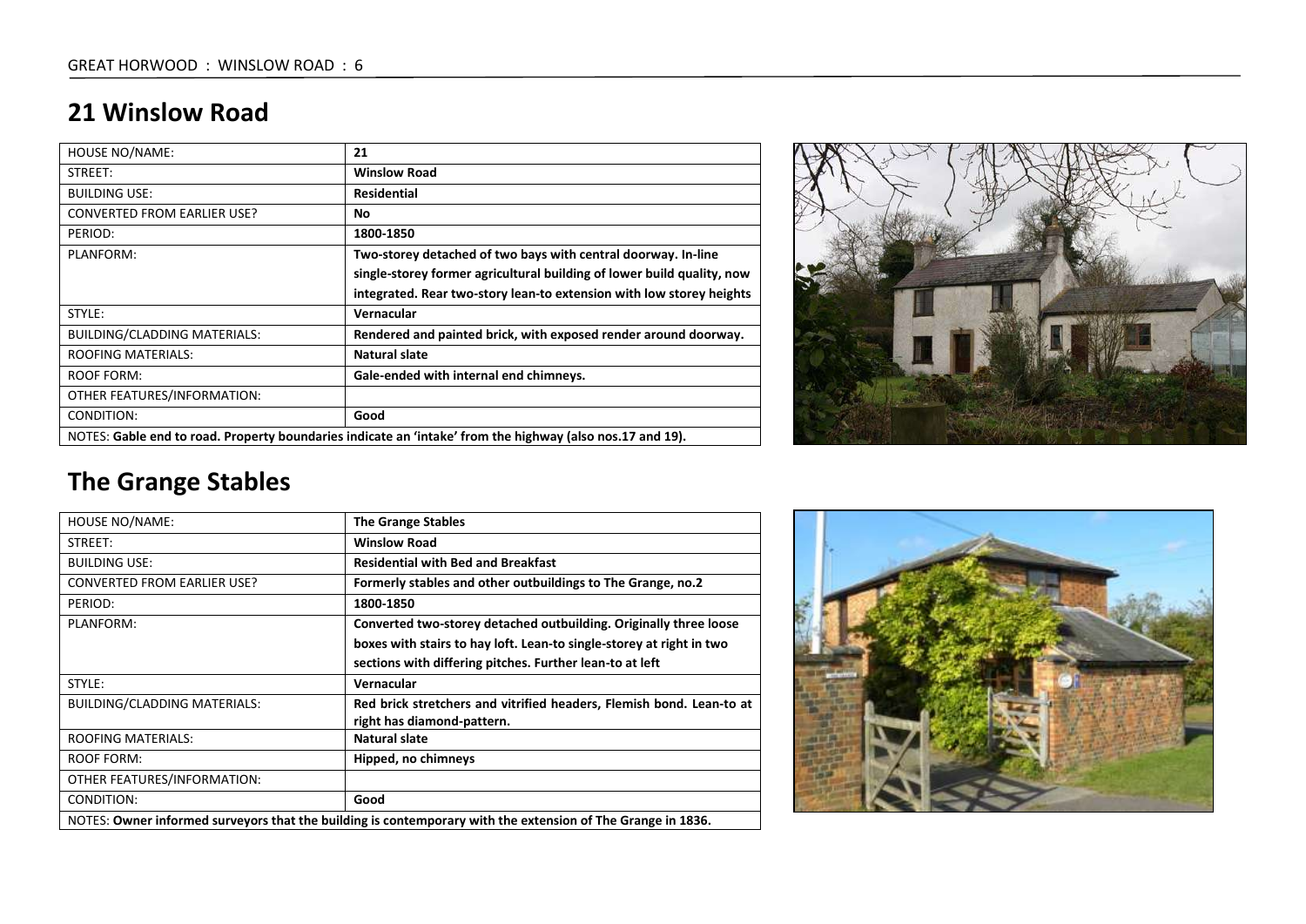## 21 Winslow Road

| HOUSE NO/NAME: | 21 |
|---|---|
| STREET: | **Winslow Road** |
| BUILDING USE: | **Residential** |
| CONVERTED FROM EARLIER USE? | **No** |
| PERIOD: | **1800-1850** |
| PLANFORM: | **Two-storey detached of two bays with central doorway. In-line single-storey former agricultural building of lower build quality, now integrated. Rear two-story lean-to extension with low storey heights** |
| STYLE: | **Vernacular** |
| BUILDING/CLADDING MATERIALS: | **Rendered and painted brick, with exposed render around doorway.** |
| ROOFING MATERIALS: | **Natural slate** |
| ROOF FORM: | **Gale-ended with internal end chimneys.** |
| OTHER FEATURES/INFORMATION: | |
| CONDITION: | **Good** |
| NOTES: **Gable end to road. Property boundaries indicate an 'intake' from the highway (also nos.17 and 19).** | |

## The Grange Stables

| HOUSE NO/NAME: | **The Grange Stables** |
|---|---|
| STREET: | **Winslow Road** |
| BUILDING USE: | **Residential with Bed and Breakfast** |
| CONVERTED FROM EARLIER USE? | **Formerly stables and other outbuildings to The Grange, no.2** |
| PERIOD: | **1800-1850** |
| PLANFORM: | **Converted two-storey detached outbuilding. Originally three loose boxes with stairs to hay loft. Lean-to single-storey at right in two sections with differing pitches. Further lean-to at left** |
| STYLE: | **Vernacular** |
| BUILDING/CLADDING MATERIALS: | **Red brick stretchers and vitrified headers, Flemish bond. Lean-to at right has diamond-pattern.** |
| ROOFING MATERIALS: | **Natural slate** |
| ROOF FORM: | **Hipped, no chimneys** |
| OTHER FEATURES/INFORMATION: | |
| CONDITION: | **Good** |
| NOTES: **Owner informed surveyors that the building is contemporary with the extension of The Grange in 1836.** | |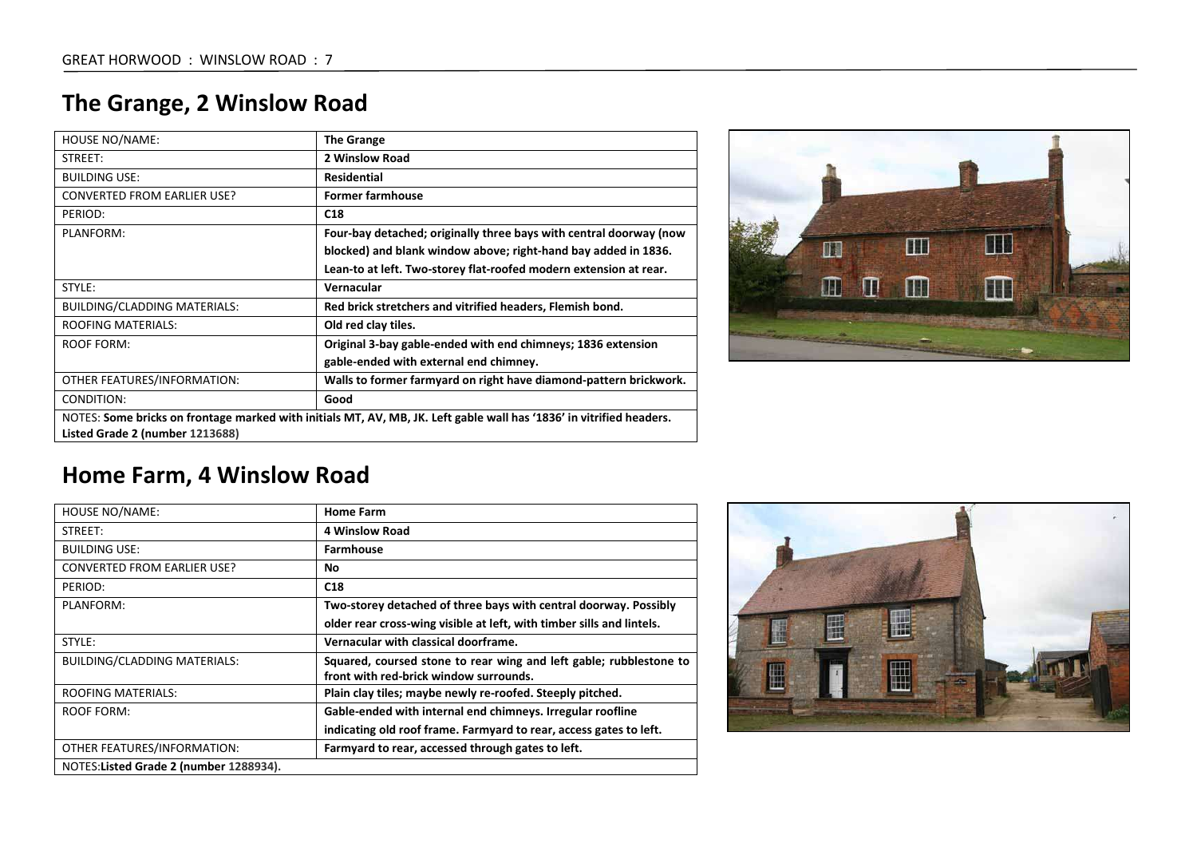## The Grange, 2 Winslow Road

| HOUSE NO/NAME: | **The Grange** |
|---|---|
| STREET: | **2 Winslow Road** |
| BUILDING USE: | **Residential** |
| CONVERTED FROM EARLIER USE? | **Former farmhouse** |
| PERIOD: | **C18** |
| PLANFORM: | **Four-bay detached; originally three bays with central doorway (now blocked) and blank window above; right-hand bay added in 1836. Lean-to at left. Two-storey flat-roofed modern extension at rear.** |
| STYLE: | **Vernacular** |
| BUILDING/CLADDING MATERIALS: | **Red brick stretchers and vitrified headers, Flemish bond.** |
| ROOFING MATERIALS: | **Old red clay tiles.** |
| ROOF FORM: | **Original 3-bay gable-ended with end chimneys; 1836 extension gable-ended with external end chimney.** |
| OTHER FEATURES/INFORMATION: | **Walls to former farmyard on right have diamond-pattern brickwork.** |
| CONDITION: | **Good** |
| NOTES: **Some bricks on frontage marked with initials MT, AV, MB, JK. Left gable wall has '1836' in vitrified headers. Listed Grade 2 (number 1213688)** | |

## Home Farm, 4 Winslow Road

| HOUSE NO/NAME: | **Home Farm** |
|---|---|
| STREET: | **4 Winslow Road** |
| BUILDING USE: | **Farmhouse** |
| CONVERTED FROM EARLIER USE? | **No** |
| PERIOD: | **C18** |
| PLANFORM: | **Two-storey detached of three bays with central doorway. Possibly older rear cross-wing visible at left, with timber sills and lintels.** |
| STYLE: | **Vernacular with classical doorframe.** |
| BUILDING/CLADDING MATERIALS: | **Squared, coursed stone to rear wing and left gable; rubblestone to front with red-brick window surrounds.** |
| ROOFING MATERIALS: | **Plain clay tiles; maybe newly re-roofed. Steeply pitched.** |
| ROOF FORM: | **Gable-ended with internal end chimneys. Irregular roofline indicating old roof frame. Farmyard to rear, access gates to left.** |
| OTHER FEATURES/INFORMATION: | **Farmyard to rear, accessed through gates to left.** |
| NOTES: **Listed Grade 2 (number 1288934).** | |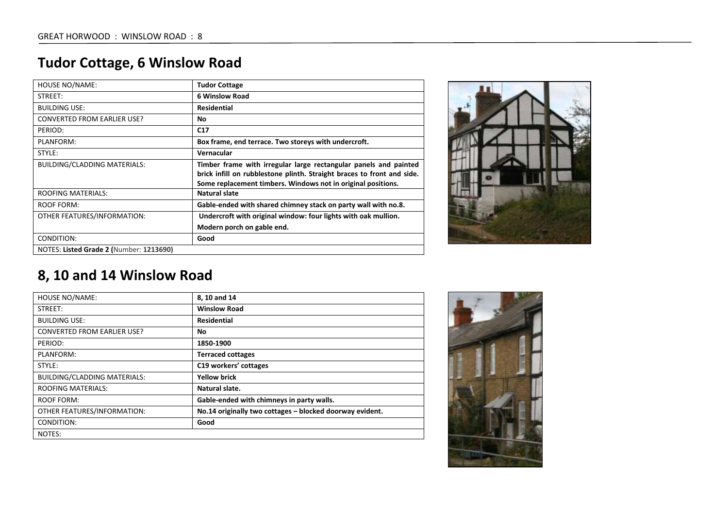## Tudor Cottage, 6 Winslow Road

| HOUSE NO/NAME: | **Tudor Cottage** |
|---|---|
| STREET: | **6 Winslow Road** |
| BUILDING USE: | **Residential** |
| CONVERTED FROM EARLIER USE? | **No** |
| PERIOD: | **C17** |
| PLANFORM: | **Box frame, end terrace. Two storeys with undercroft.** |
| STYLE: | **Vernacular** |
| BUILDING/CLADDING MATERIALS: | **Timber frame with irregular large rectangular panels and painted brick infill on rubblestone plinth. Straight braces to front and side. Some replacement timbers. Windows not in original positions.** |
| ROOFING MATERIALS: | **Natural slate** |
| ROOF FORM: | **Gable-ended with shared chimney stack on party wall with no.8.** |
| OTHER FEATURES/INFORMATION: | **Undercroft with original window: four lights with oak mullion.** **Modern porch on gable end.** |
| CONDITION: | **Good** |
| NOTES: **Listed Grade 2 (**Number: **1213690)** | |

## 8, 10 and 14 Winslow Road

| HOUSE NO/NAME: | **8, 10 and 14** |
|---|---|
| STREET: | **Winslow Road** |
| BUILDING USE: | **Residential** |
| CONVERTED FROM EARLIER USE? | **No** |
| PERIOD: | **1850-1900** |
| PLANFORM: | **Terraced cottages** |
| STYLE: | **C19 workers' cottages** |
| BUILDING/CLADDING MATERIALS: | **Yellow brick** |
| ROOFING MATERIALS: | **Natural slate.** |
| ROOF FORM: | **Gable-ended with chimneys in party walls.** |
| OTHER FEATURES/INFORMATION: | **No.14 originally two cottages – blocked doorway evident.** |
| CONDITION: | **Good** |
| NOTES: | |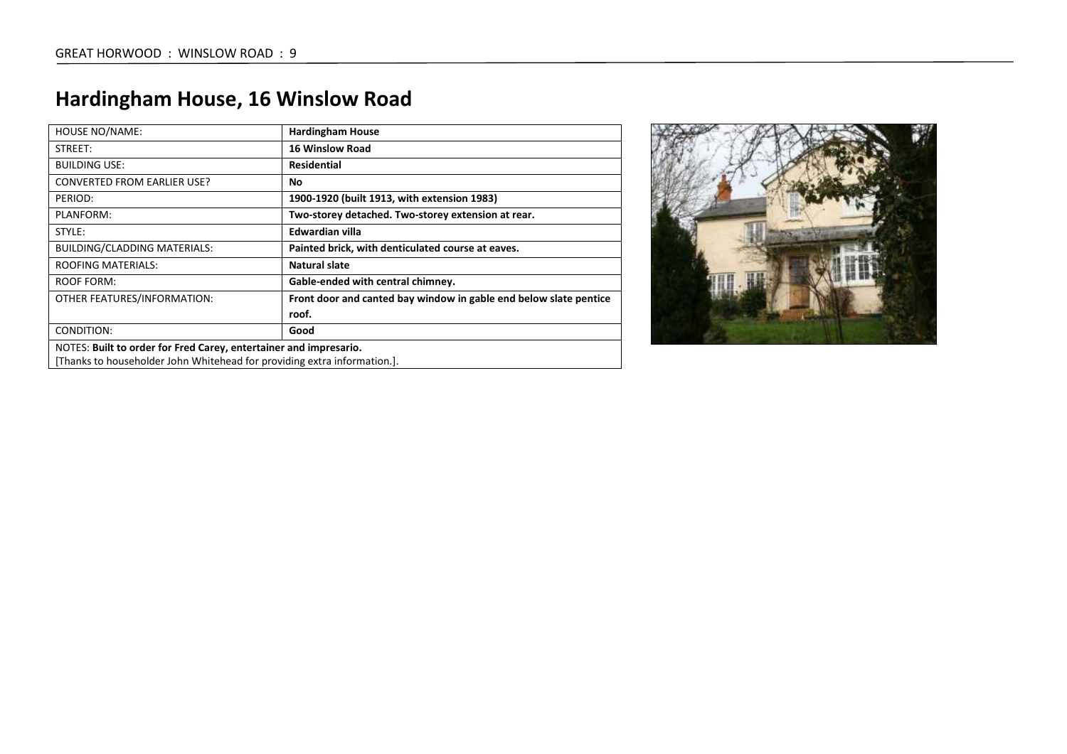# Hardingham House, 16 Winslow Road

| | |
|---|---|
| HOUSE NO/NAME: | **Hardingham House** |
| STREET: | **16 Winslow Road** |
| BUILDING USE: | **Residential** |
| CONVERTED FROM EARLIER USE? | **No** |
| PERIOD: | **1900-1920 (built 1913, with extension 1983)** |
| PLANFORM: | **Two-storey detached. Two-storey extension at rear.** |
| STYLE: | **Edwardian villa** |
| BUILDING/CLADDING MATERIALS: | **Painted brick, with denticulated course at eaves.** |
| ROOFING MATERIALS: | **Natural slate** |
| ROOF FORM: | **Gable-ended with central chimney.** |
| OTHER FEATURES/INFORMATION: | **Front door and canted bay window in gable end below slate pentice roof.** |
| CONDITION: | **Good** |
| NOTES: **Built to order for Fred Carey, entertainer and impresario.** [Thanks to householder John Whitehead for providing extra information.]. | |